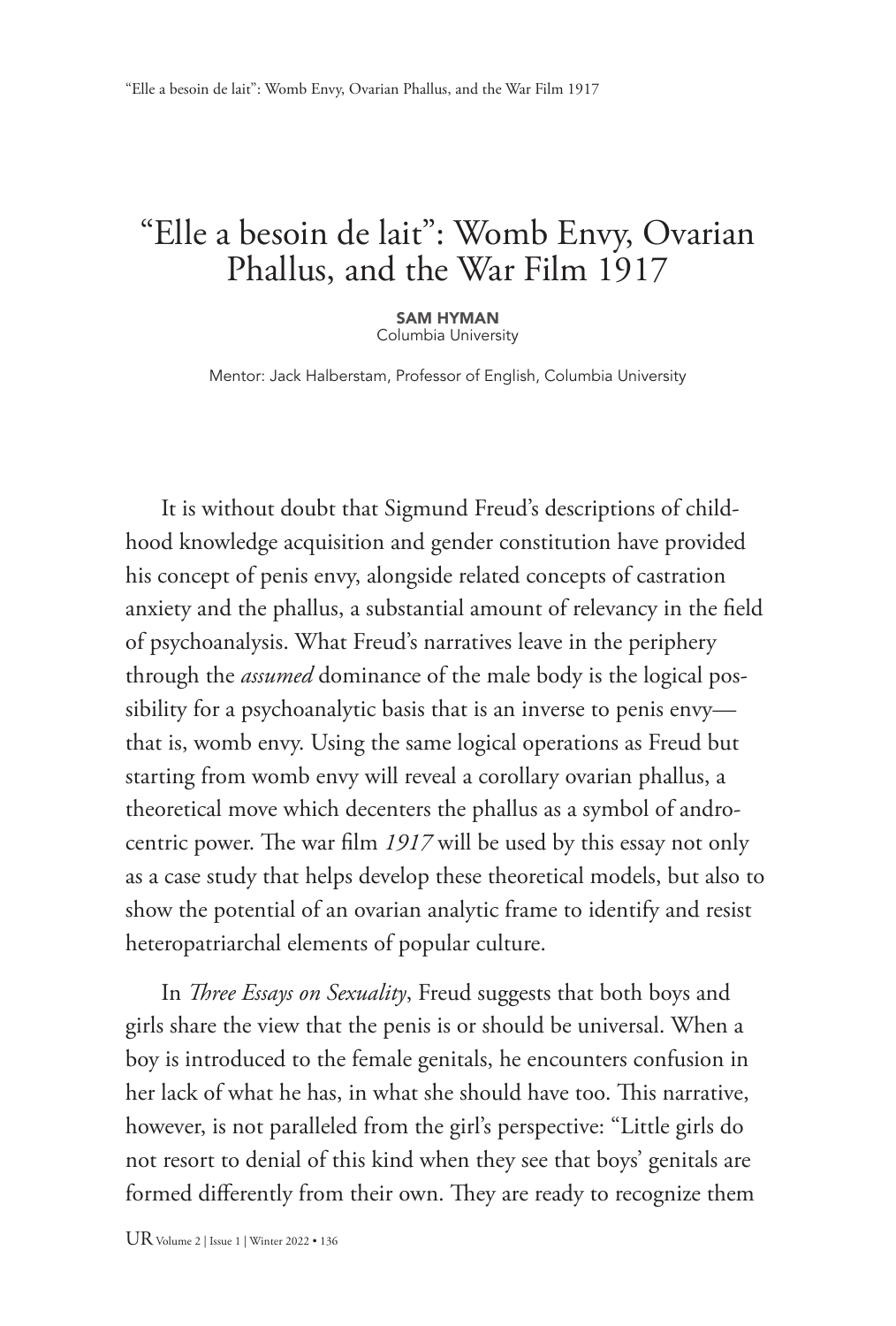# "Elle a besoin de lait": Womb Envy, Ovarian Phallus, and the War Film 1917

**SAM HYMAN**
Columbia University

Mentor: Jack Halberstam, Professor of English, Columbia University

It is without doubt that Sigmund Freud's descriptions of childhood knowledge acquisition and gender constitution have provided his concept of penis envy, alongside related concepts of castration anxiety and the phallus, a substantial amount of relevancy in the field of psychoanalysis. What Freud's narratives leave in the periphery through the *assumed* dominance of the male body is the logical possibility for a psychoanalytic basis that is an inverse to penis envy—that is, womb envy. Using the same logical operations as Freud but starting from womb envy will reveal a corollary ovarian phallus, a theoretical move which decenters the phallus as a symbol of androcentric power. The war film *1917* will be used by this essay not only as a case study that helps develop these theoretical models, but also to show the potential of an ovarian analytic frame to identify and resist heteropatriarchal elements of popular culture.

In *Three Essays on Sexuality*, Freud suggests that both boys and girls share the view that the penis is or should be universal. When a boy is introduced to the female genitals, he encounters confusion in her lack of what he has, in what she should have too. This narrative, however, is not paralleled from the girl's perspective: "Little girls do not resort to denial of this kind when they see that boys' genitals are formed differently from their own. They are ready to recognize them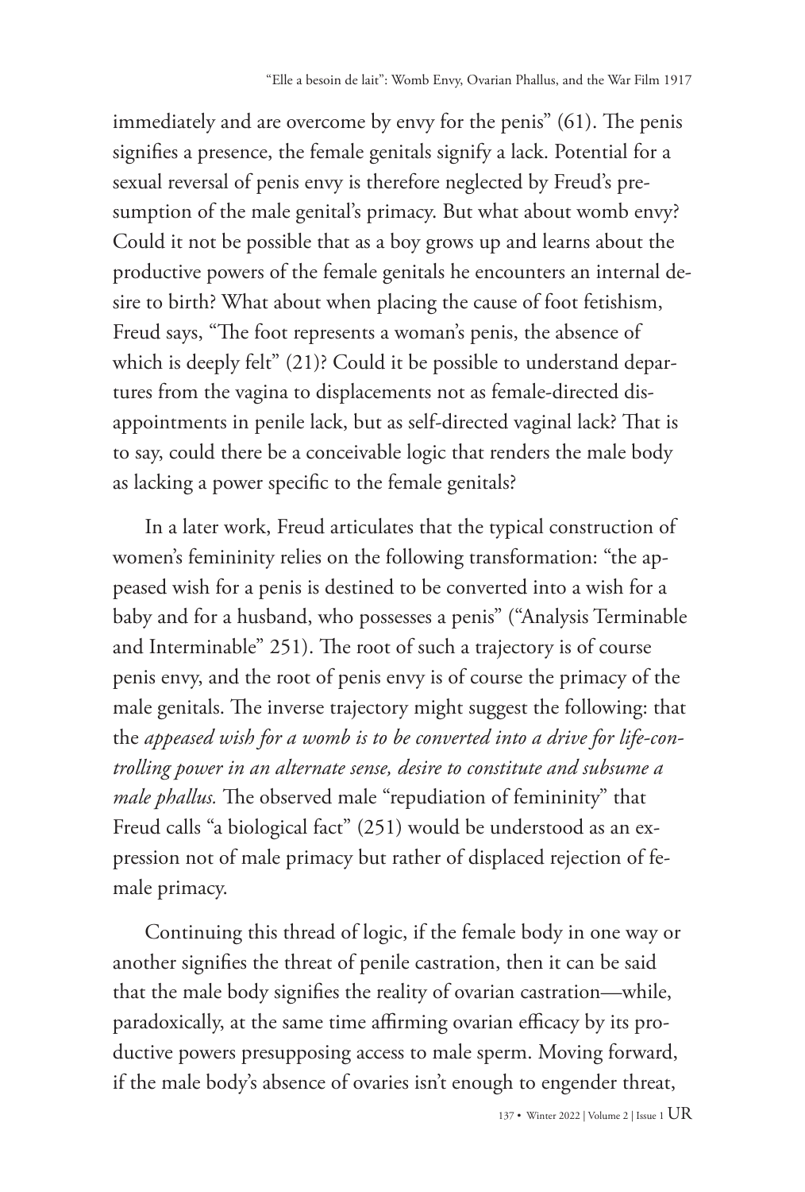immediately and are overcome by envy for the penis" (61). The penis signifies a presence, the female genitals signify a lack. Potential for a sexual reversal of penis envy is therefore neglected by Freud's presumption of the male genital's primacy. But what about womb envy? Could it not be possible that as a boy grows up and learns about the productive powers of the female genitals he encounters an internal desire to birth? What about when placing the cause of foot fetishism, Freud says, "The foot represents a woman's penis, the absence of which is deeply felt" (21)? Could it be possible to understand departures from the vagina to displacements not as female-directed disappointments in penile lack, but as self-directed vaginal lack? That is to say, could there be a conceivable logic that renders the male body as lacking a power specific to the female genitals?

In a later work, Freud articulates that the typical construction of women's femininity relies on the following transformation: "the appeased wish for a penis is destined to be converted into a wish for a baby and for a husband, who possesses a penis" ("Analysis Terminable and Interminable" 251). The root of such a trajectory is of course penis envy, and the root of penis envy is of course the primacy of the male genitals. The inverse trajectory might suggest the following: that the *appeased wish for a womb is to be converted into a drive for life-controlling power in an alternate sense, desire to constitute and subsume a male phallus.* The observed male "repudiation of femininity" that Freud calls "a biological fact" (251) would be understood as an expression not of male primacy but rather of displaced rejection of female primacy.

Continuing this thread of logic, if the female body in one way or another signifies the threat of penile castration, then it can be said that the male body signifies the reality of ovarian castration—while, paradoxically, at the same time affirming ovarian efficacy by its productive powers presupposing access to male sperm. Moving forward, if the male body's absence of ovaries isn't enough to engender threat,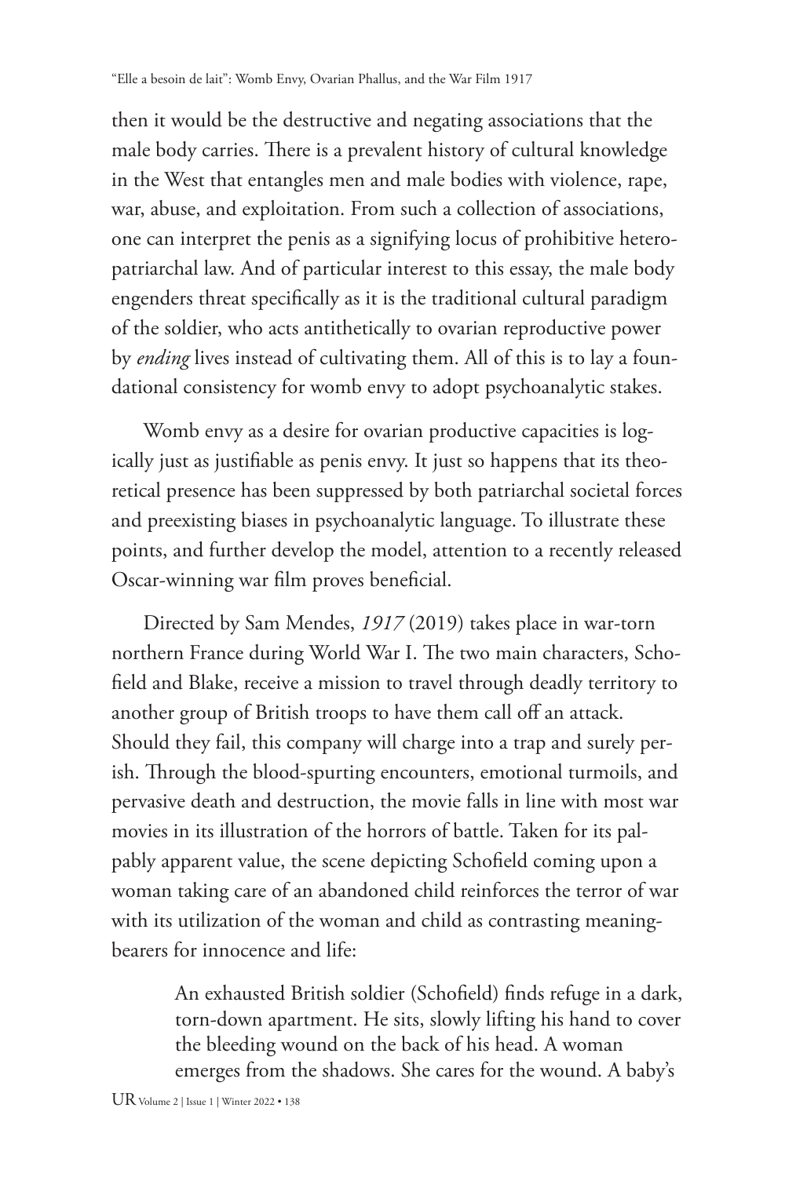then it would be the destructive and negating associations that the male body carries. There is a prevalent history of cultural knowledge in the West that entangles men and male bodies with violence, rape, war, abuse, and exploitation. From such a collection of associations, one can interpret the penis as a signifying locus of prohibitive hetero-patriarchal law. And of particular interest to this essay, the male body engenders threat specifically as it is the traditional cultural paradigm of the soldier, who acts antithetically to ovarian reproductive power by *ending* lives instead of cultivating them. All of this is to lay a foundational consistency for womb envy to adopt psychoanalytic stakes.

Womb envy as a desire for ovarian productive capacities is logically just as justifiable as penis envy. It just so happens that its theoretical presence has been suppressed by both patriarchal societal forces and preexisting biases in psychoanalytic language. To illustrate these points, and further develop the model, attention to a recently released Oscar-winning war film proves beneficial.

Directed by Sam Mendes, *1917* (2019) takes place in war-torn northern France during World War I. The two main characters, Schofield and Blake, receive a mission to travel through deadly territory to another group of British troops to have them call off an attack. Should they fail, this company will charge into a trap and surely perish. Through the blood-spurting encounters, emotional turmoils, and pervasive death and destruction, the movie falls in line with most war movies in its illustration of the horrors of battle. Taken for its palpably apparent value, the scene depicting Schofield coming upon a woman taking care of an abandoned child reinforces the terror of war with its utilization of the woman and child as contrasting meaning-bearers for innocence and life:

> An exhausted British soldier (Schofield) finds refuge in a dark, torn-down apartment. He sits, slowly lifting his hand to cover the bleeding wound on the back of his head. A woman emerges from the shadows. She cares for the wound. A baby's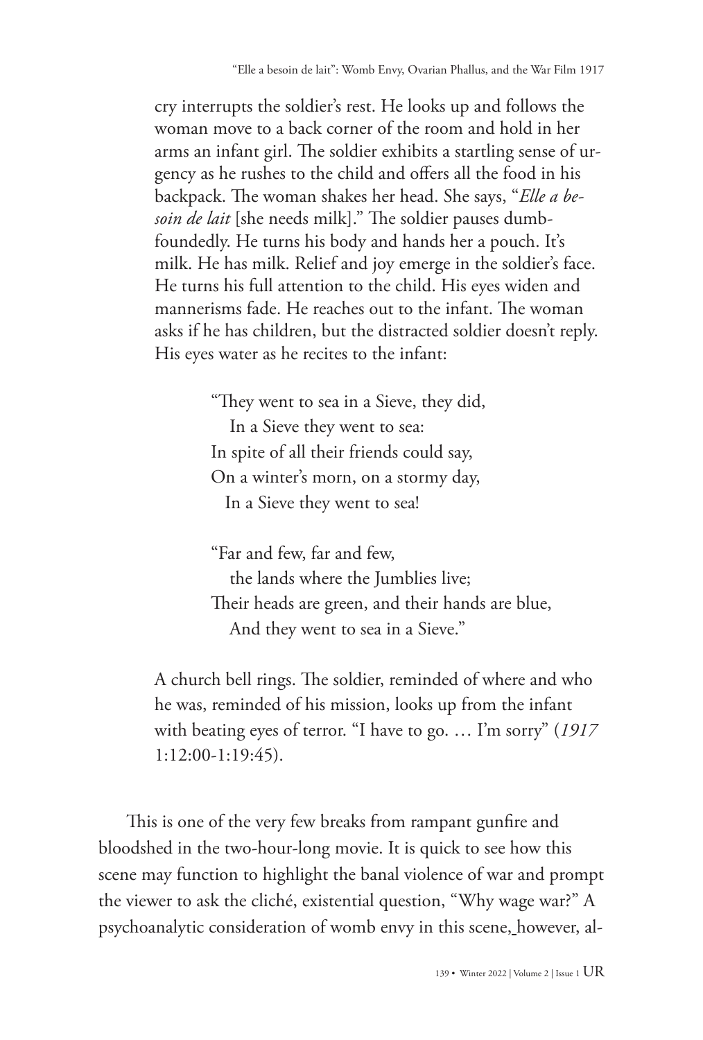cry interrupts the soldier's rest. He looks up and follows the woman move to a back corner of the room and hold in her arms an infant girl. The soldier exhibits a startling sense of urgency as he rushes to the child and offers all the food in his backpack. The woman shakes her head. She says, "*Elle a besoin de lait* [she needs milk]." The soldier pauses dumbfoundedly. He turns his body and hands her a pouch. It's milk. He has milk. Relief and joy emerge in the soldier's face. He turns his full attention to the child. His eyes widen and mannerisms fade. He reaches out to the infant. The woman asks if he has children, but the distracted soldier doesn't reply. His eyes water as he recites to the infant:

> "They went to sea in a Sieve, they did,
> In a Sieve they went to sea:
> In spite of all their friends could say,
> On a winter's morn, on a stormy day,
> In a Sieve they went to sea!
>
> "Far and few, far and few,
> the lands where the Jumblies live;
> Their heads are green, and their hands are blue,
> And they went to sea in a Sieve."

A church bell rings. The soldier, reminded of where and who he was, reminded of his mission, looks up from the infant with beating eyes of terror. "I have to go. … I'm sorry" (*1917* 1:12:00-1:19:45).

This is one of the very few breaks from rampant gunfire and bloodshed in the two-hour-long movie. It is quick to see how this scene may function to highlight the banal violence of war and prompt the viewer to ask the cliché, existential question, "Why wage war?" A psychoanalytic consideration of womb envy in this scene, however, al-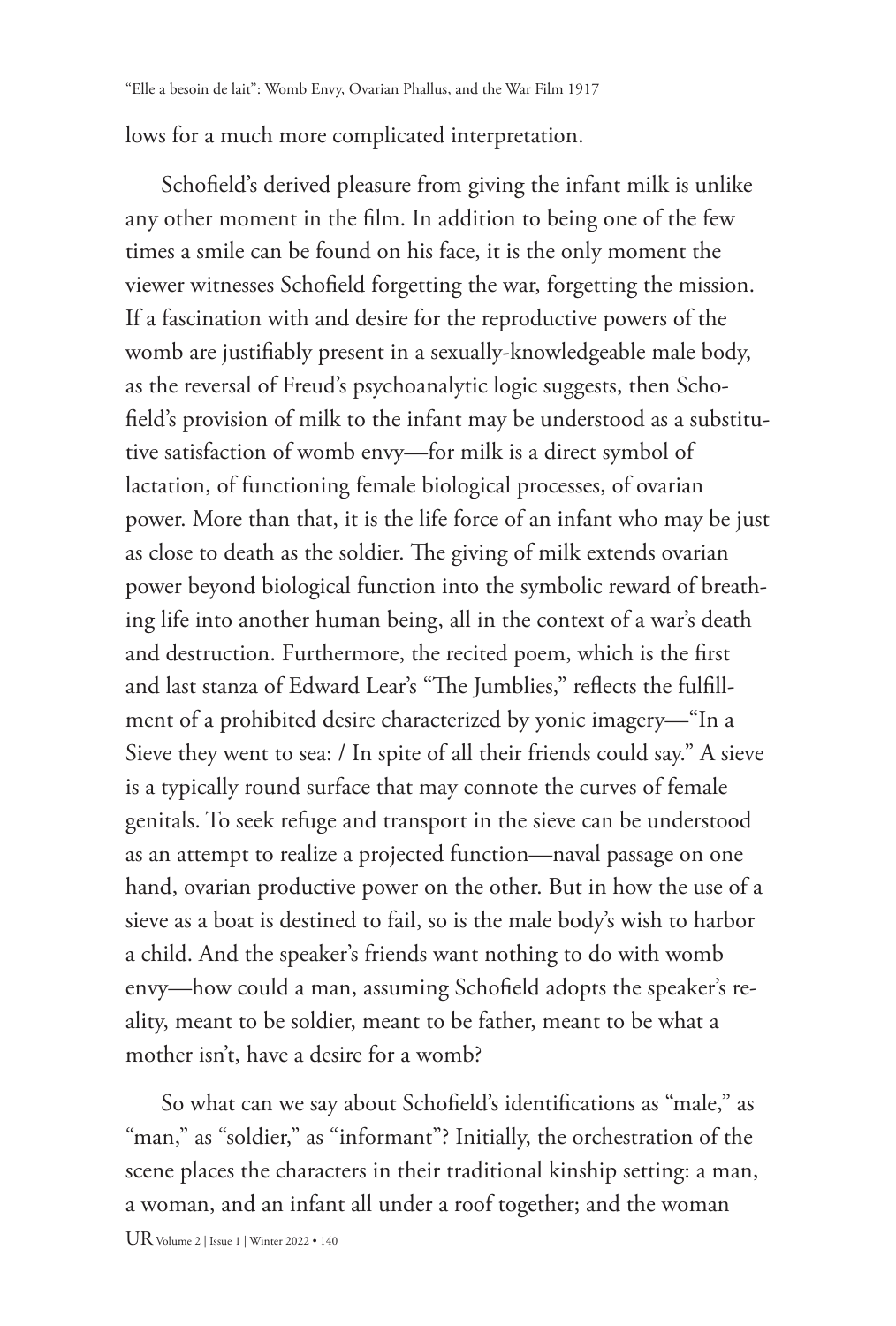lows for a much more complicated interpretation.

Schofield's derived pleasure from giving the infant milk is unlike any other moment in the film. In addition to being one of the few times a smile can be found on his face, it is the only moment the viewer witnesses Schofield forgetting the war, forgetting the mission. If a fascination with and desire for the reproductive powers of the womb are justifiably present in a sexually-knowledgeable male body, as the reversal of Freud's psychoanalytic logic suggests, then Schofield's provision of milk to the infant may be understood as a substitutive satisfaction of womb envy—for milk is a direct symbol of lactation, of functioning female biological processes, of ovarian power. More than that, it is the life force of an infant who may be just as close to death as the soldier. The giving of milk extends ovarian power beyond biological function into the symbolic reward of breathing life into another human being, all in the context of a war's death and destruction. Furthermore, the recited poem, which is the first and last stanza of Edward Lear's "The Jumblies," reflects the fulfillment of a prohibited desire characterized by yonic imagery—"In a Sieve they went to sea: / In spite of all their friends could say." A sieve is a typically round surface that may connote the curves of female genitals. To seek refuge and transport in the sieve can be understood as an attempt to realize a projected function—naval passage on one hand, ovarian productive power on the other. But in how the use of a sieve as a boat is destined to fail, so is the male body's wish to harbor a child. And the speaker's friends want nothing to do with womb envy—how could a man, assuming Schofield adopts the speaker's reality, meant to be soldier, meant to be father, meant to be what a mother isn't, have a desire for a womb?

So what can we say about Schofield's identifications as "male," as "man," as "soldier," as "informant"? Initially, the orchestration of the scene places the characters in their traditional kinship setting: a man, a woman, and an infant all under a roof together; and the woman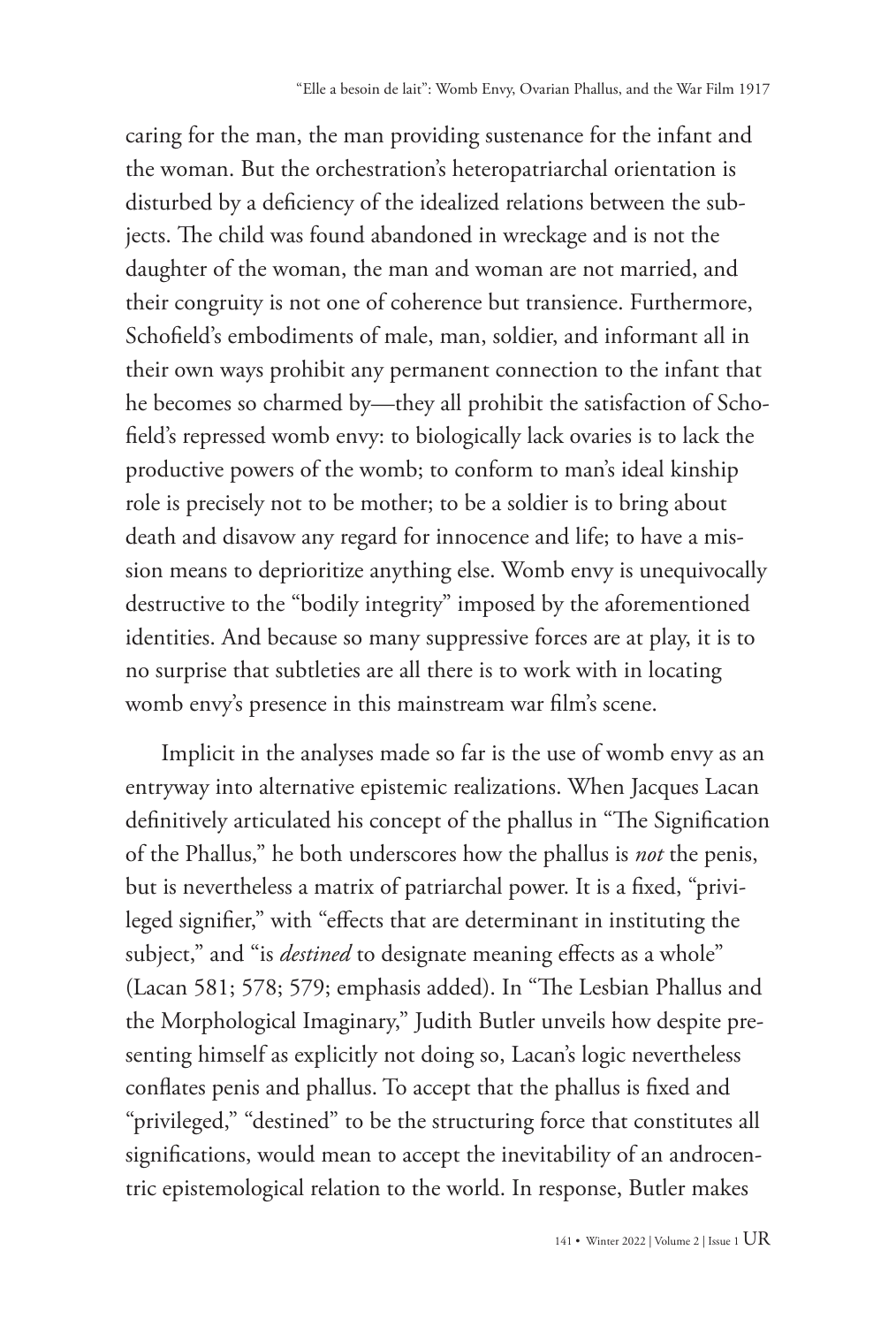caring for the man, the man providing sustenance for the infant and the woman. But the orchestration's heteropatriarchal orientation is disturbed by a deficiency of the idealized relations between the subjects. The child was found abandoned in wreckage and is not the daughter of the woman, the man and woman are not married, and their congruity is not one of coherence but transience. Furthermore, Schofield's embodiments of male, man, soldier, and informant all in their own ways prohibit any permanent connection to the infant that he becomes so charmed by—they all prohibit the satisfaction of Schofield's repressed womb envy: to biologically lack ovaries is to lack the productive powers of the womb; to conform to man's ideal kinship role is precisely not to be mother; to be a soldier is to bring about death and disavow any regard for innocence and life; to have a mission means to deprioritize anything else. Womb envy is unequivocally destructive to the "bodily integrity" imposed by the aforementioned identities. And because so many suppressive forces are at play, it is to no surprise that subtleties are all there is to work with in locating womb envy's presence in this mainstream war film's scene.

Implicit in the analyses made so far is the use of womb envy as an entryway into alternative epistemic realizations. When Jacques Lacan definitively articulated his concept of the phallus in "The Signification of the Phallus," he both underscores how the phallus is *not* the penis, but is nevertheless a matrix of patriarchal power. It is a fixed, "privileged signifier," with "effects that are determinant in instituting the subject," and "is *destined* to designate meaning effects as a whole" (Lacan 581; 578; 579; emphasis added). In "The Lesbian Phallus and the Morphological Imaginary," Judith Butler unveils how despite presenting himself as explicitly not doing so, Lacan's logic nevertheless conflates penis and phallus. To accept that the phallus is fixed and "privileged," "destined" to be the structuring force that constitutes all significations, would mean to accept the inevitability of an androcentric epistemological relation to the world. In response, Butler makes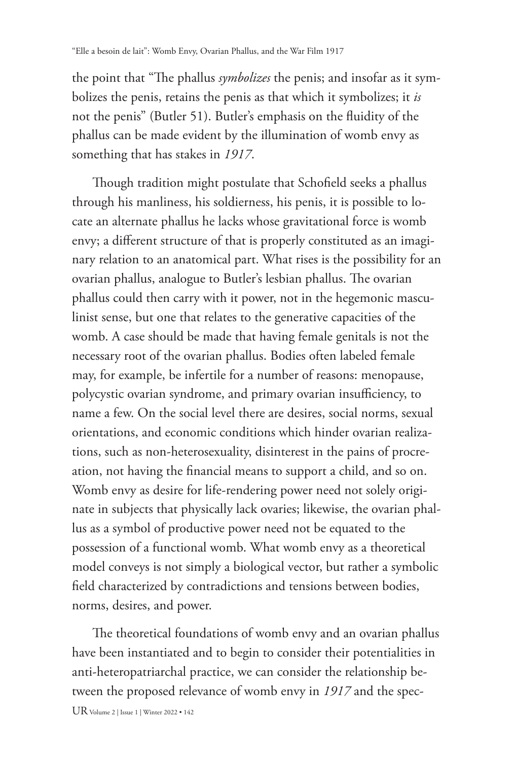the point that "The phallus *symbolizes* the penis; and insofar as it symbolizes the penis, retains the penis as that which it symbolizes; it *is* not the penis" (Butler 51). Butler's emphasis on the fluidity of the phallus can be made evident by the illumination of womb envy as something that has stakes in *1917*.

Though tradition might postulate that Schofield seeks a phallus through his manliness, his soldierness, his penis, it is possible to locate an alternate phallus he lacks whose gravitational force is womb envy; a different structure of that is properly constituted as an imaginary relation to an anatomical part. What rises is the possibility for an ovarian phallus, analogue to Butler's lesbian phallus. The ovarian phallus could then carry with it power, not in the hegemonic masculinist sense, but one that relates to the generative capacities of the womb. A case should be made that having female genitals is not the necessary root of the ovarian phallus. Bodies often labeled female may, for example, be infertile for a number of reasons: menopause, polycystic ovarian syndrome, and primary ovarian insufficiency, to name a few. On the social level there are desires, social norms, sexual orientations, and economic conditions which hinder ovarian realizations, such as non-heterosexuality, disinterest in the pains of procreation, not having the financial means to support a child, and so on. Womb envy as desire for life-rendering power need not solely originate in subjects that physically lack ovaries; likewise, the ovarian phallus as a symbol of productive power need not be equated to the possession of a functional womb. What womb envy as a theoretical model conveys is not simply a biological vector, but rather a symbolic field characterized by contradictions and tensions between bodies, norms, desires, and power.

The theoretical foundations of womb envy and an ovarian phallus have been instantiated and to begin to consider their potentialities in anti-heteropatriarchal practice, we can consider the relationship between the proposed relevance of womb envy in *1917* and the spec-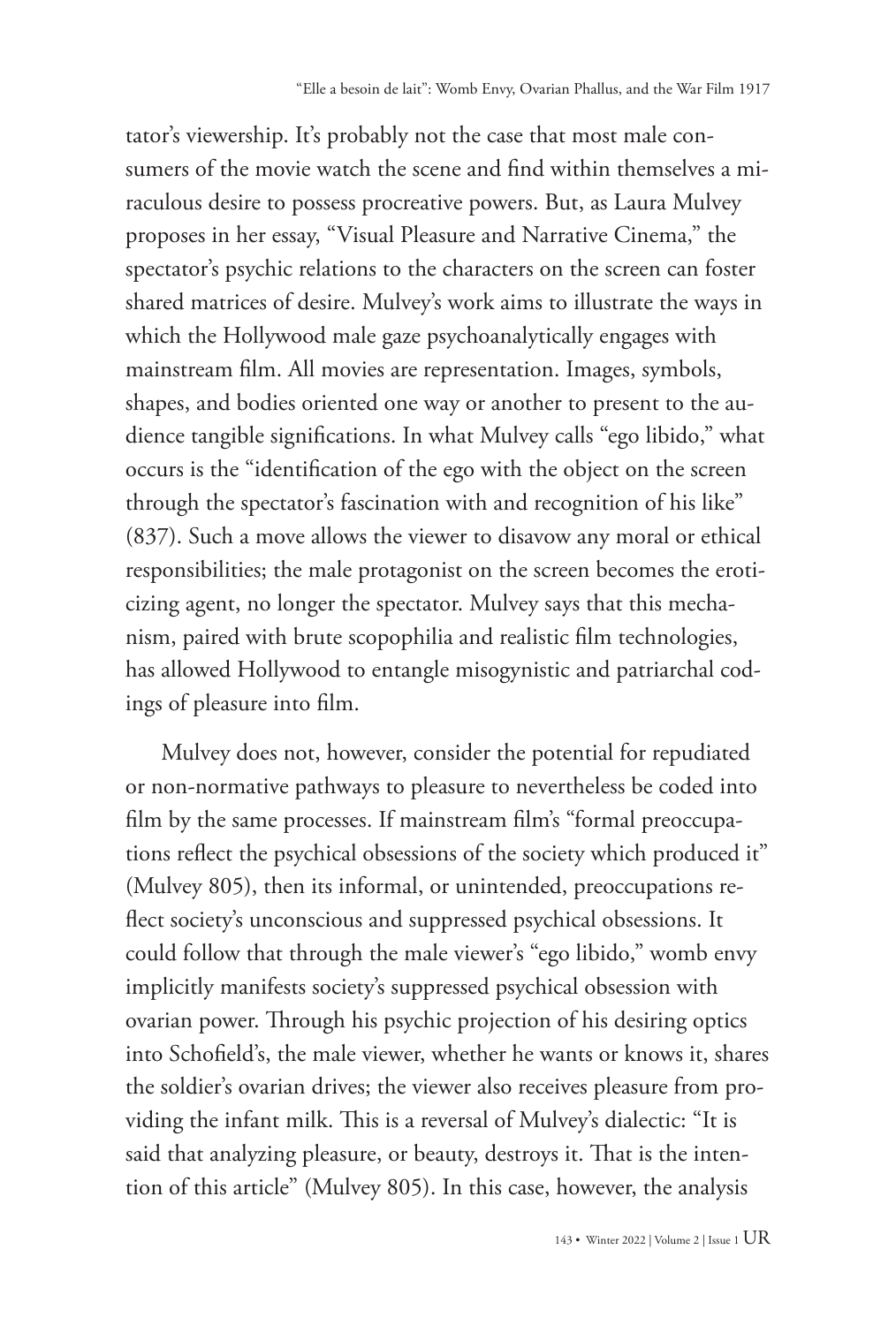tator's viewership. It's probably not the case that most male consumers of the movie watch the scene and find within themselves a miraculous desire to possess procreative powers. But, as Laura Mulvey proposes in her essay, "Visual Pleasure and Narrative Cinema," the spectator's psychic relations to the characters on the screen can foster shared matrices of desire. Mulvey's work aims to illustrate the ways in which the Hollywood male gaze psychoanalytically engages with mainstream film. All movies are representation. Images, symbols, shapes, and bodies oriented one way or another to present to the audience tangible significations. In what Mulvey calls "ego libido," what occurs is the "identification of the ego with the object on the screen through the spectator's fascination with and recognition of his like" (837). Such a move allows the viewer to disavow any moral or ethical responsibilities; the male protagonist on the screen becomes the eroticizing agent, no longer the spectator. Mulvey says that this mechanism, paired with brute scopophilia and realistic film technologies, has allowed Hollywood to entangle misogynistic and patriarchal codings of pleasure into film.

Mulvey does not, however, consider the potential for repudiated or non-normative pathways to pleasure to nevertheless be coded into film by the same processes. If mainstream film's "formal preoccupations reflect the psychical obsessions of the society which produced it" (Mulvey 805), then its informal, or unintended, preoccupations reflect society's unconscious and suppressed psychical obsessions. It could follow that through the male viewer's "ego libido," womb envy implicitly manifests society's suppressed psychical obsession with ovarian power. Through his psychic projection of his desiring optics into Schofield's, the male viewer, whether he wants or knows it, shares the soldier's ovarian drives; the viewer also receives pleasure from providing the infant milk. This is a reversal of Mulvey's dialectic: "It is said that analyzing pleasure, or beauty, destroys it. That is the intention of this article" (Mulvey 805). In this case, however, the analysis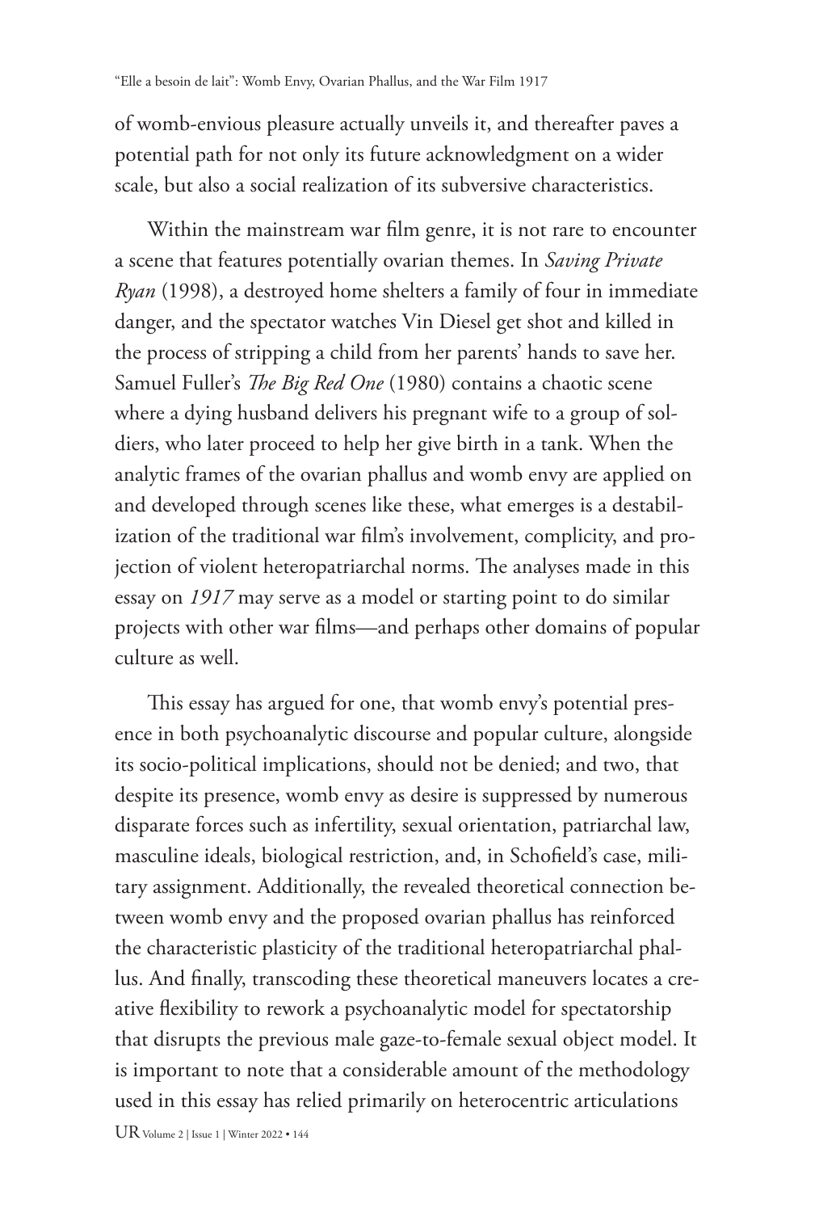of womb-envious pleasure actually unveils it, and thereafter paves a potential path for not only its future acknowledgment on a wider scale, but also a social realization of its subversive characteristics.

Within the mainstream war film genre, it is not rare to encounter a scene that features potentially ovarian themes. In *Saving Private Ryan* (1998), a destroyed home shelters a family of four in immediate danger, and the spectator watches Vin Diesel get shot and killed in the process of stripping a child from her parents' hands to save her. Samuel Fuller's *The Big Red One* (1980) contains a chaotic scene where a dying husband delivers his pregnant wife to a group of soldiers, who later proceed to help her give birth in a tank. When the analytic frames of the ovarian phallus and womb envy are applied on and developed through scenes like these, what emerges is a destabilization of the traditional war film's involvement, complicity, and projection of violent heteropatriarchal norms. The analyses made in this essay on *1917* may serve as a model or starting point to do similar projects with other war films—and perhaps other domains of popular culture as well.

This essay has argued for one, that womb envy's potential presence in both psychoanalytic discourse and popular culture, alongside its socio-political implications, should not be denied; and two, that despite its presence, womb envy as desire is suppressed by numerous disparate forces such as infertility, sexual orientation, patriarchal law, masculine ideals, biological restriction, and, in Schofield's case, military assignment. Additionally, the revealed theoretical connection between womb envy and the proposed ovarian phallus has reinforced the characteristic plasticity of the traditional heteropatriarchal phallus. And finally, transcoding these theoretical maneuvers locates a creative flexibility to rework a psychoanalytic model for spectatorship that disrupts the previous male gaze-to-female sexual object model. It is important to note that a considerable amount of the methodology used in this essay has relied primarily on heterocentric articulations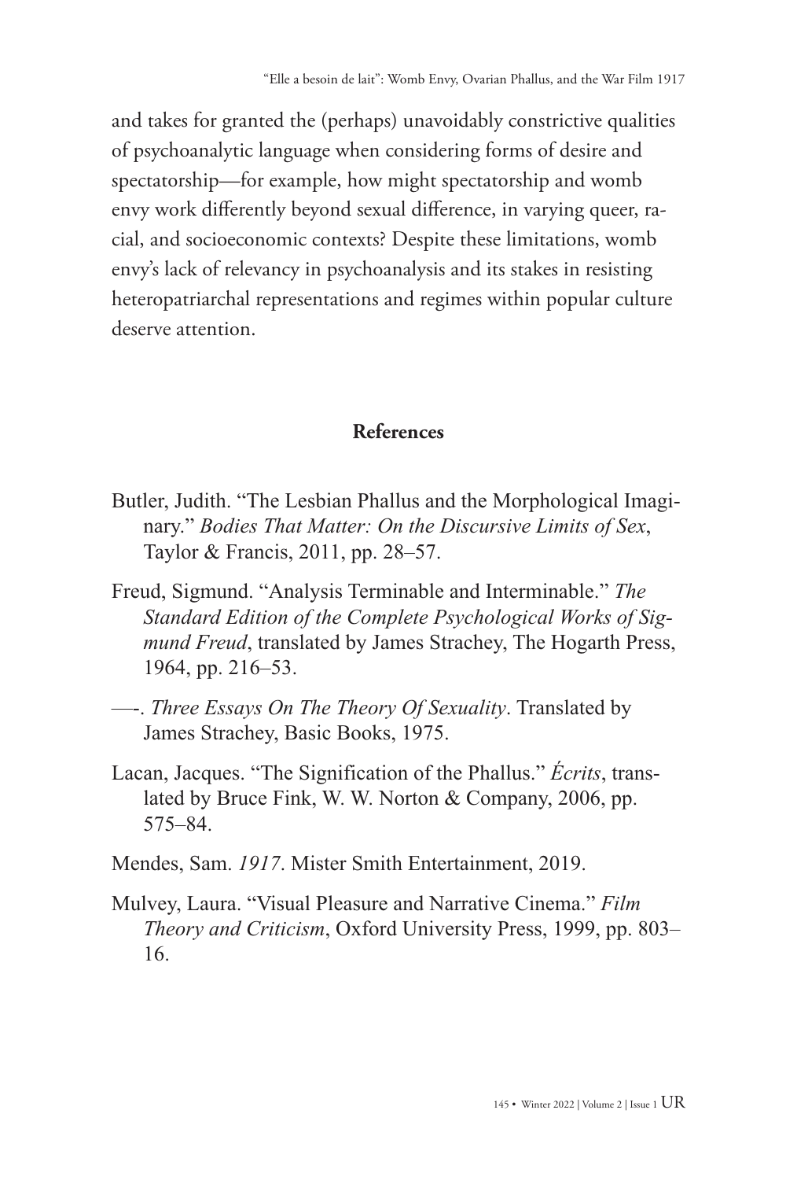and takes for granted the (perhaps) unavoidably constrictive qualities of psychoanalytic language when considering forms of desire and spectatorship—for example, how might spectatorship and womb envy work differently beyond sexual difference, in varying queer, racial, and socioeconomic contexts? Despite these limitations, womb envy's lack of relevancy in psychoanalysis and its stakes in resisting heteropatriarchal representations and regimes within popular culture deserve attention.

## References

Butler, Judith. "The Lesbian Phallus and the Morphological Imaginary." *Bodies That Matter: On the Discursive Limits of Sex*, Taylor & Francis, 2011, pp. 28–57.

Freud, Sigmund. "Analysis Terminable and Interminable." *The Standard Edition of the Complete Psychological Works of Sigmund Freud*, translated by James Strachey, The Hogarth Press, 1964, pp. 216–53.

—-. *Three Essays On The Theory Of Sexuality*. Translated by James Strachey, Basic Books, 1975.

Lacan, Jacques. "The Signification of the Phallus." *Écrits*, translated by Bruce Fink, W. W. Norton & Company, 2006, pp. 575–84.

Mendes, Sam. *1917*. Mister Smith Entertainment, 2019.

Mulvey, Laura. "Visual Pleasure and Narrative Cinema." *Film Theory and Criticism*, Oxford University Press, 1999, pp. 803–16.